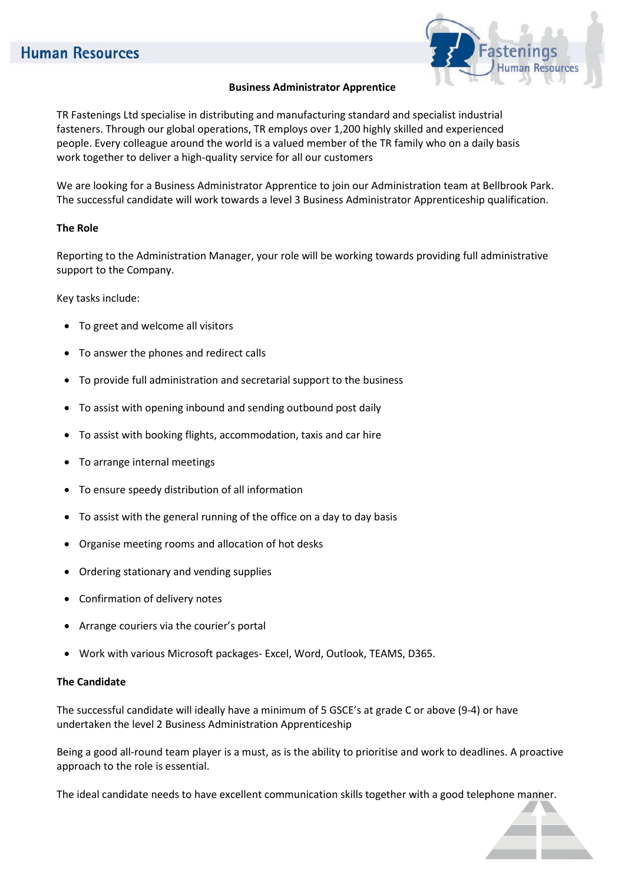# Business Administrator Apprentice

TR Fastenings Ltd specialise in distributing and manufacturing standard and specialist industrial fasteners. Through our global operations, TR employs over 1,200 highly skilled and experienced people. Every colleague around the world is a valued member of the TR family who on a daily basis work together to deliver a high-quality service for all our customers

We are looking for a Business Administrator Apprentice to join our Administration team at Bellbrook Park. The successful candidate will work towards a level 3 Business Administrator Apprenticeship qualification.

## The Role

Reporting to the Administration Manager, your role will be working towards providing full administrative support to the Company.

Key tasks include:

- To greet and welcome all visitors
- To answer the phones and redirect calls
- To provide full administration and secretarial support to the business
- To assist with opening inbound and sending outbound post daily
- To assist with booking flights, accommodation, taxis and car hire
- To arrange internal meetings
- To ensure speedy distribution of all information
- To assist with the general running of the office on a day to day basis
- Organise meeting rooms and allocation of hot desks
- Ordering stationary and vending supplies
- Confirmation of delivery notes
- Arrange couriers via the courier's portal
- Work with various Microsoft packages- Excel, Word, Outlook, TEAMS, D365.

## The Candidate

The successful candidate will ideally have a minimum of 5 GSCE's at grade C or above (9-4) or have undertaken the level 2 Business Administration Apprenticeship

Being a good all-round team player is a must, as is the ability to prioritise and work to deadlines. A proactive approach to the role is essential.

The ideal candidate needs to have excellent communication skills together with a good telephone manner.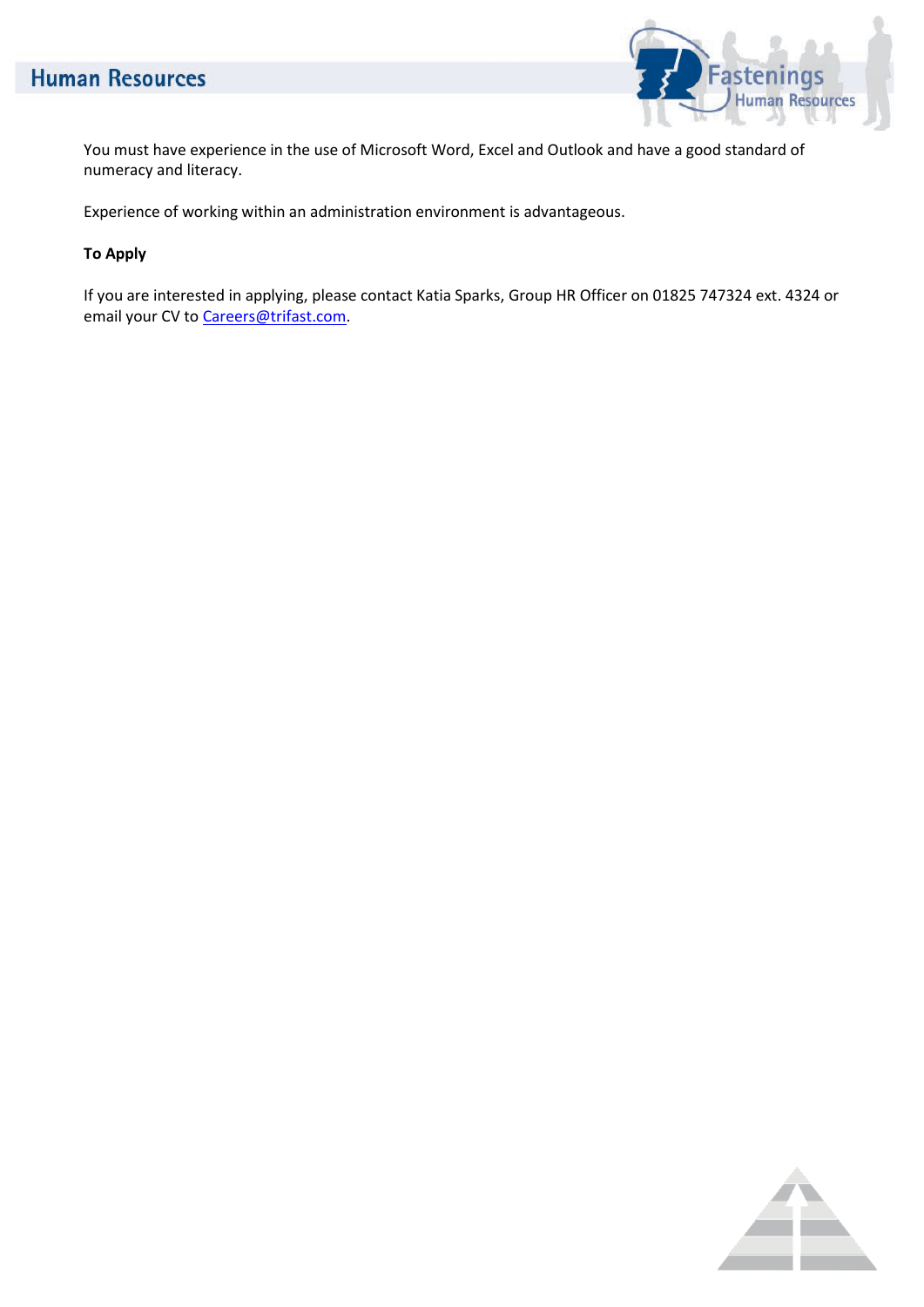You must have experience in the use of Microsoft Word, Excel and Outlook and have a good standard of numeracy and literacy.

Experience of working within an administration environment is advantageous.

**To Apply**

If you are interested in applying, please contact Katia Sparks, Group HR Officer on 01825 747324 ext. 4324 or email your CV to Careers@trifast.com.